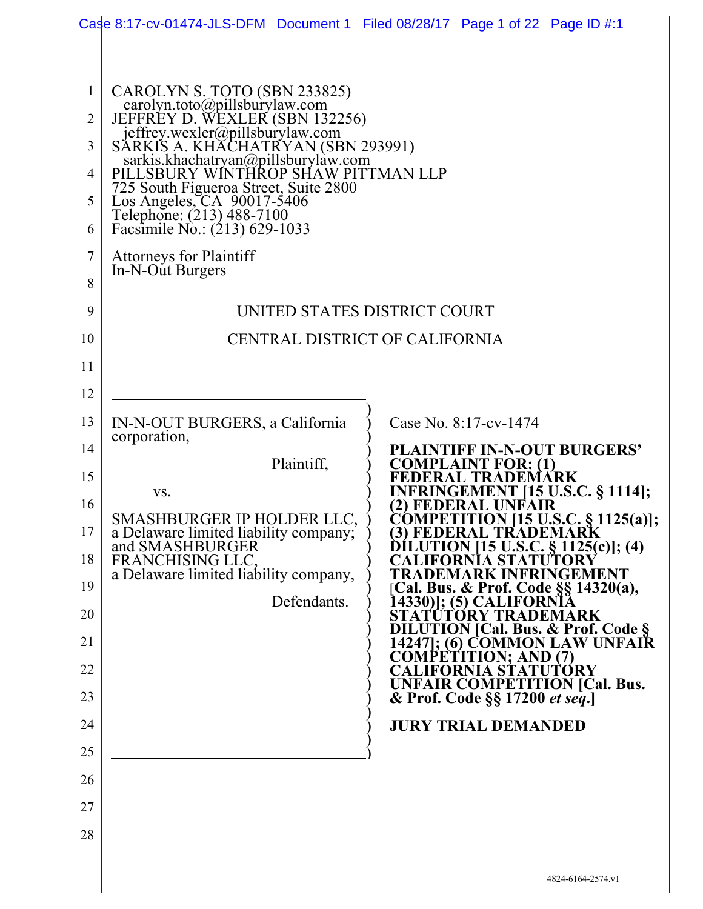CAROLYN S. TOTO (SBN 233825)
carolyn.toto@pillsburylaw.com
JEFFREY D. WEXLER (SBN 132256)
jeffrey.wexler@pillsburylaw.com
SARKIS A. KHACHATRYAN (SBN 293991)
sarkis.khachatryan@pillsburylaw.com
PILLSBURY WINTHROP SHAW PITTMAN LLP
725 South Figueroa Street, Suite 2800
Los Angeles, CA 90017-5406
Telephone: (213) 488-7100
Facsimile No.: (213) 629-1033

Attorneys for Plaintiff
In-N-Out Burgers

UNITED STATES DISTRICT COURT

CENTRAL DISTRICT OF CALIFORNIA

IN-N-OUT BURGERS, a California corporation,

Plaintiff,

vs.

SMASHBURGER IP HOLDER LLC, a Delaware limited liability company; and SMASHBURGER FRANCHISING LLC, a Delaware limited liability company,

Defendants.

Case No. 8:17-cv-1474

**PLAINTIFF IN-N-OUT BURGERS' COMPLAINT FOR: (1) FEDERAL TRADEMARK INFRINGEMENT [15 U.S.C. § 1114]; (2) FEDERAL UNFAIR COMPETITION [15 U.S.C. § 1125(a)]; (3) FEDERAL TRADEMARK DILUTION [15 U.S.C. § 1125(c)]; (4) CALIFORNIA STATUTORY TRADEMARK INFRINGEMENT [Cal. Bus. & Prof. Code §§ 14320(a), 14330)]; (5) CALIFORNIA STATUTORY TRADEMARK DILUTION [Cal. Bus. & Prof. Code § 14247]; (6) COMMON LAW UNFAIR COMPETITION; AND (7) CALIFORNIA STATUTORY UNFAIR COMPETITION [Cal. Bus. & Prof. Code §§ 17200 *et seq*.]**

**JURY TRIAL DEMANDED**

4824-6164-2574.v1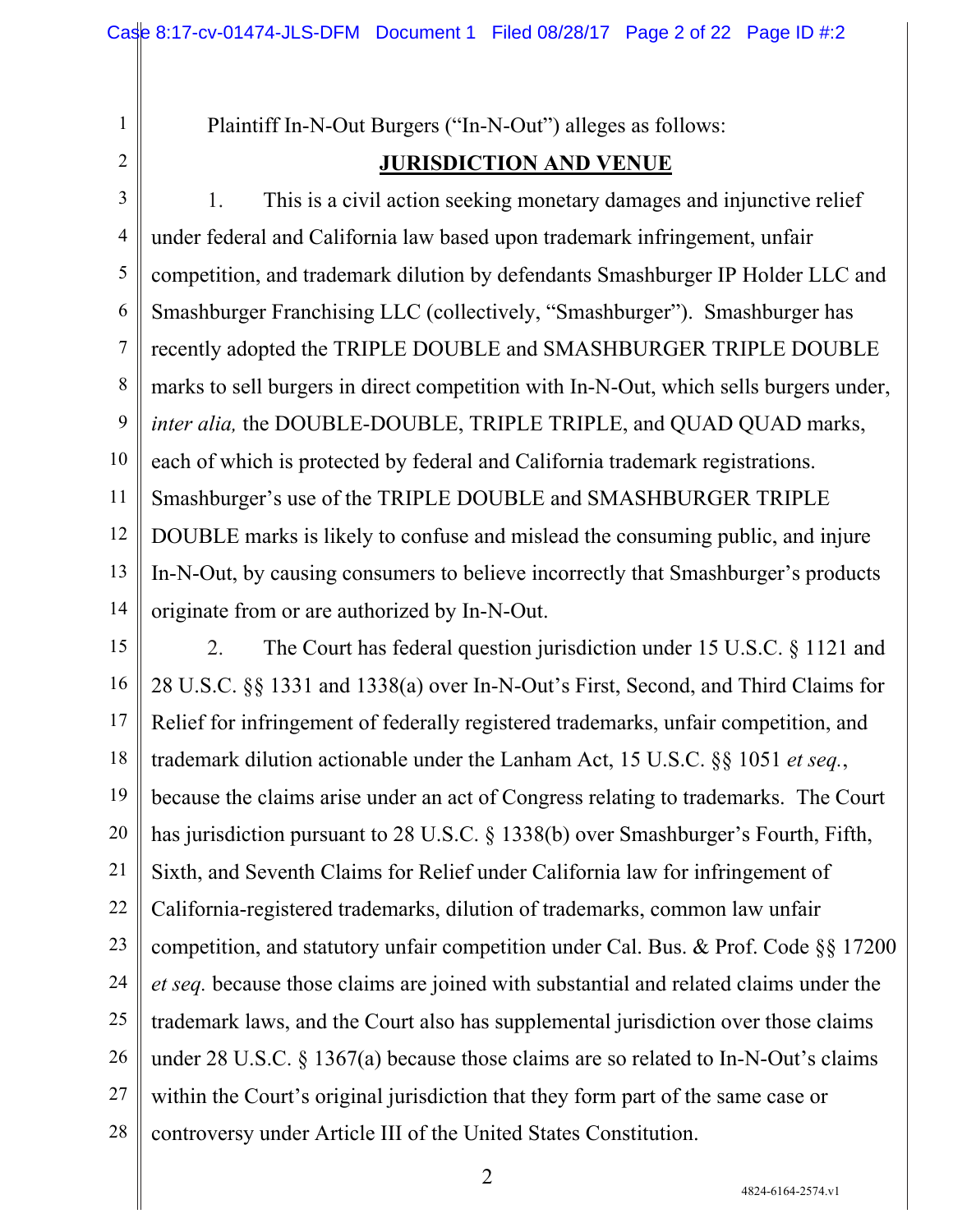Plaintiff In-N-Out Burgers ("In-N-Out") alleges as follows:

## JURISDICTION AND VENUE

1. This is a civil action seeking monetary damages and injunctive relief under federal and California law based upon trademark infringement, unfair competition, and trademark dilution by defendants Smashburger IP Holder LLC and Smashburger Franchising LLC (collectively, "Smashburger"). Smashburger has recently adopted the TRIPLE DOUBLE and SMASHBURGER TRIPLE DOUBLE marks to sell burgers in direct competition with In-N-Out, which sells burgers under, *inter alia,* the DOUBLE-DOUBLE, TRIPLE TRIPLE, and QUAD QUAD marks, each of which is protected by federal and California trademark registrations. Smashburger's use of the TRIPLE DOUBLE and SMASHBURGER TRIPLE DOUBLE marks is likely to confuse and mislead the consuming public, and injure In-N-Out, by causing consumers to believe incorrectly that Smashburger's products originate from or are authorized by In-N-Out.

2. The Court has federal question jurisdiction under 15 U.S.C. § 1121 and 28 U.S.C. §§ 1331 and 1338(a) over In-N-Out's First, Second, and Third Claims for Relief for infringement of federally registered trademarks, unfair competition, and trademark dilution actionable under the Lanham Act, 15 U.S.C. §§ 1051 *et seq.*, because the claims arise under an act of Congress relating to trademarks. The Court has jurisdiction pursuant to 28 U.S.C. § 1338(b) over Smashburger's Fourth, Fifth, Sixth, and Seventh Claims for Relief under California law for infringement of California-registered trademarks, dilution of trademarks, common law unfair competition, and statutory unfair competition under Cal. Bus. & Prof. Code §§ 17200 *et seq.* because those claims are joined with substantial and related claims under the trademark laws, and the Court also has supplemental jurisdiction over those claims under 28 U.S.C. § 1367(a) because those claims are so related to In-N-Out's claims within the Court's original jurisdiction that they form part of the same case or controversy under Article III of the United States Constitution.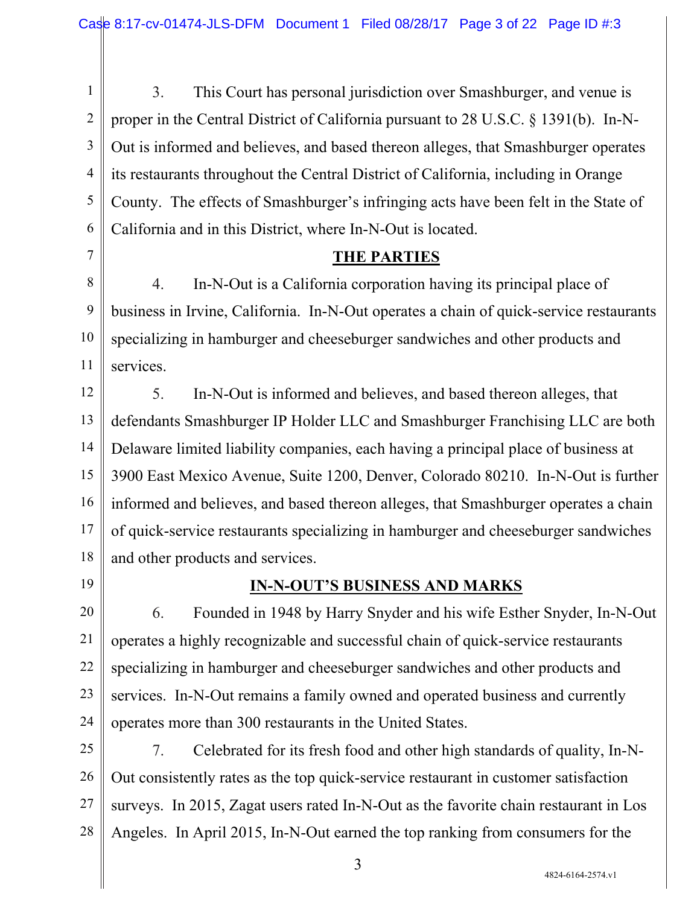3. This Court has personal jurisdiction over Smashburger, and venue is proper in the Central District of California pursuant to 28 U.S.C. § 1391(b). In-N-Out is informed and believes, and based thereon alleges, that Smashburger operates its restaurants throughout the Central District of California, including in Orange County. The effects of Smashburger's infringing acts have been felt in the State of California and in this District, where In-N-Out is located.

## THE PARTIES

4. In-N-Out is a California corporation having its principal place of business in Irvine, California. In-N-Out operates a chain of quick-service restaurants specializing in hamburger and cheeseburger sandwiches and other products and services.

5. In-N-Out is informed and believes, and based thereon alleges, that defendants Smashburger IP Holder LLC and Smashburger Franchising LLC are both Delaware limited liability companies, each having a principal place of business at 3900 East Mexico Avenue, Suite 1200, Denver, Colorado 80210. In-N-Out is further informed and believes, and based thereon alleges, that Smashburger operates a chain of quick-service restaurants specializing in hamburger and cheeseburger sandwiches and other products and services.

## IN-N-OUT'S BUSINESS AND MARKS

6. Founded in 1948 by Harry Snyder and his wife Esther Snyder, In-N-Out operates a highly recognizable and successful chain of quick-service restaurants specializing in hamburger and cheeseburger sandwiches and other products and services. In-N-Out remains a family owned and operated business and currently operates more than 300 restaurants in the United States.

7. Celebrated for its fresh food and other high standards of quality, In-N-Out consistently rates as the top quick-service restaurant in customer satisfaction surveys. In 2015, Zagat users rated In-N-Out as the favorite chain restaurant in Los Angeles. In April 2015, In-N-Out earned the top ranking from consumers for the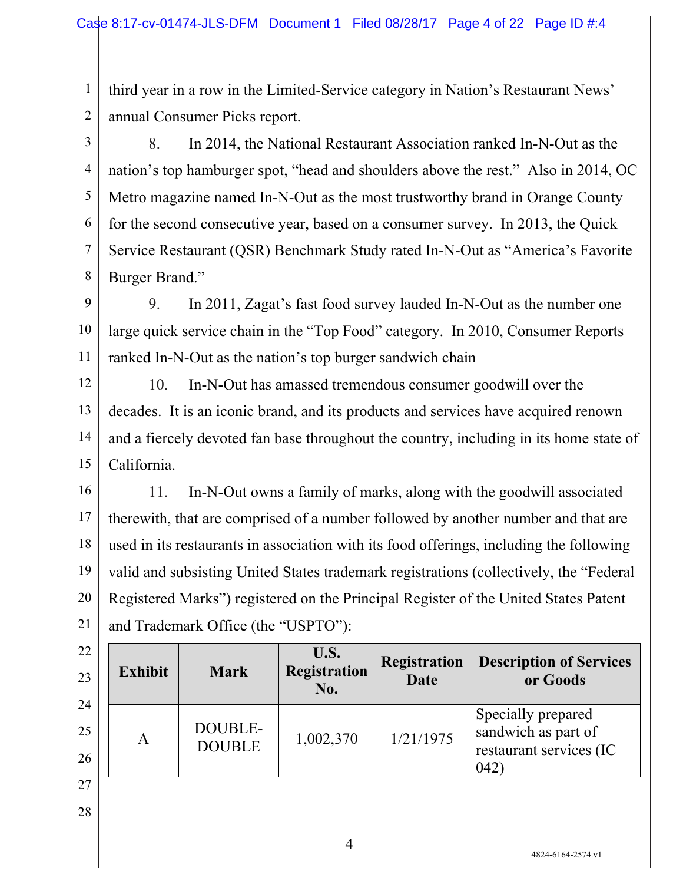third year in a row in the Limited-Service category in Nation's Restaurant News' annual Consumer Picks report.

8. In 2014, the National Restaurant Association ranked In-N-Out as the nation's top hamburger spot, "head and shoulders above the rest." Also in 2014, OC Metro magazine named In-N-Out as the most trustworthy brand in Orange County for the second consecutive year, based on a consumer survey. In 2013, the Quick Service Restaurant (QSR) Benchmark Study rated In-N-Out as "America's Favorite Burger Brand."

9. In 2011, Zagat's fast food survey lauded In-N-Out as the number one large quick service chain in the "Top Food" category. In 2010, Consumer Reports ranked In-N-Out as the nation's top burger sandwich chain

10. In-N-Out has amassed tremendous consumer goodwill over the decades. It is an iconic brand, and its products and services have acquired renown and a fiercely devoted fan base throughout the country, including in its home state of California.

11. In-N-Out owns a family of marks, along with the goodwill associated therewith, that are comprised of a number followed by another number and that are used in its restaurants in association with its food offerings, including the following valid and subsisting United States trademark registrations (collectively, the "Federal Registered Marks") registered on the Principal Register of the United States Patent and Trademark Office (the "USPTO"):

| Exhibit | Mark | U.S. Registration No. | Registration Date | Description of Services or Goods |
|---|---|---|---|---|
| A | DOUBLE-DOUBLE | 1,002,370 | 1/21/1975 | Specially prepared sandwich as part of restaurant services (IC 042) |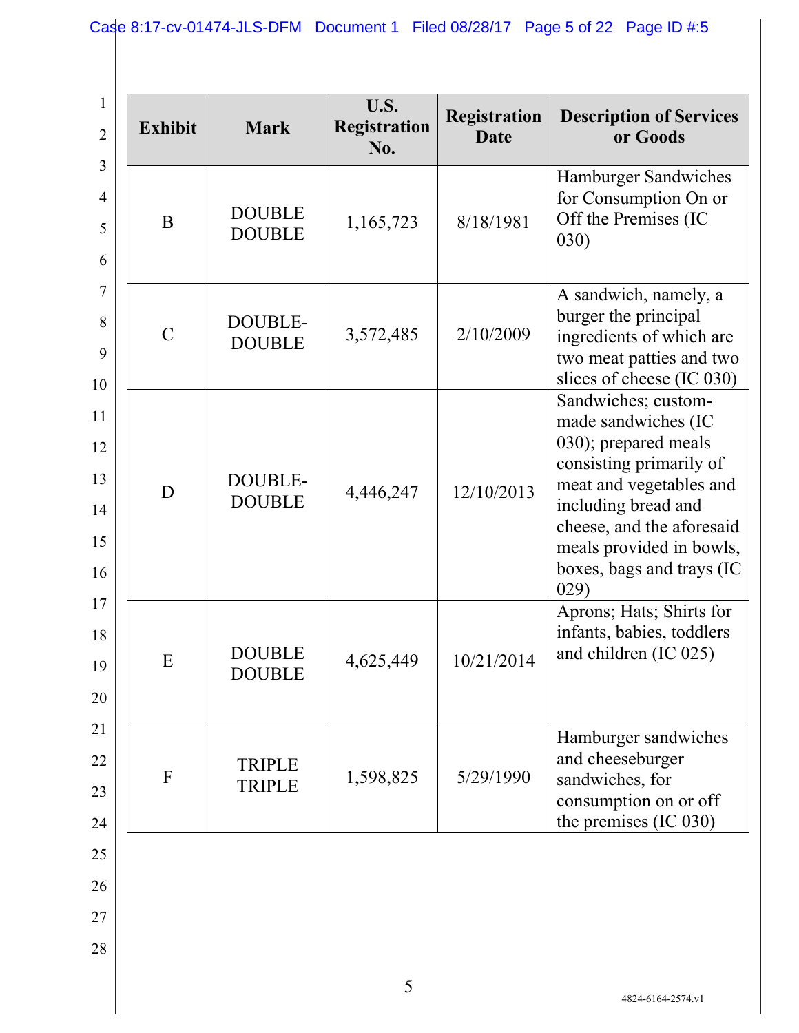| Exhibit | Mark | U.S. Registration No. | Registration Date | Description of Services or Goods |
| --- | --- | --- | --- | --- |
| B | DOUBLE DOUBLE | 1,165,723 | 8/18/1981 | Hamburger Sandwiches for Consumption On or Off the Premises (IC 030) |
| C | DOUBLE-DOUBLE | 3,572,485 | 2/10/2009 | A sandwich, namely, a burger the principal ingredients of which are two meat patties and two slices of cheese (IC 030) |
| D | DOUBLE-DOUBLE | 4,446,247 | 12/10/2013 | Sandwiches; custom-made sandwiches (IC 030); prepared meals consisting primarily of meat and vegetables and including bread and cheese, and the aforesaid meals provided in bowls, boxes, bags and trays (IC 029) |
| E | DOUBLE DOUBLE | 4,625,449 | 10/21/2014 | Aprons; Hats; Shirts for infants, babies, toddlers and children (IC 025) |
| F | TRIPLE TRIPLE | 1,598,825 | 5/29/1990 | Hamburger sandwiches and cheeseburger sandwiches, for consumption on or off the premises (IC 030) |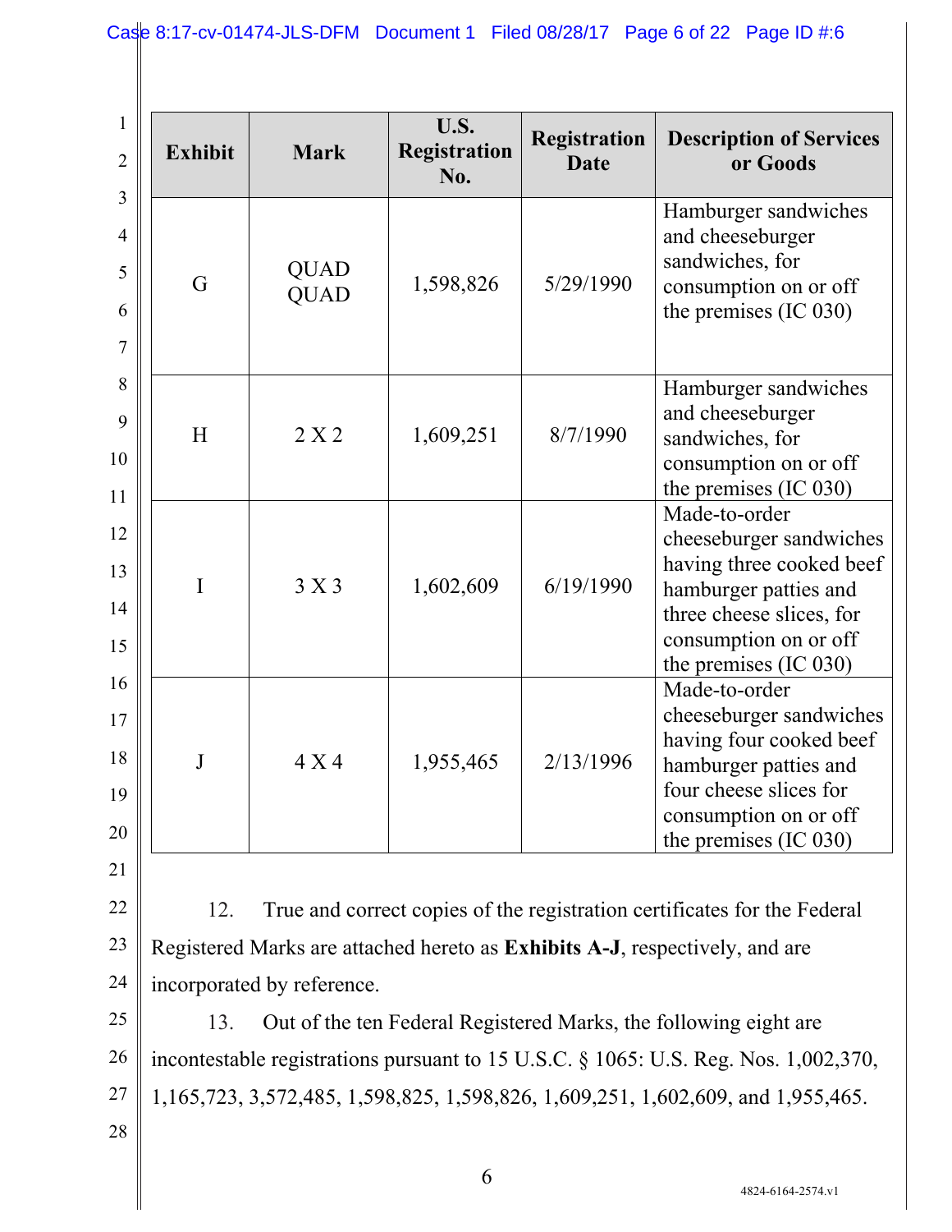| Exhibit | Mark | U.S. Registration No. | Registration Date | Description of Services or Goods |
|---|---|---|---|---|
| G | QUAD QUAD | 1,598,826 | 5/29/1990 | Hamburger sandwiches and cheeseburger sandwiches, for consumption on or off the premises (IC 030) |
| H | 2 X 2 | 1,609,251 | 8/7/1990 | Hamburger sandwiches and cheeseburger sandwiches, for consumption on or off the premises (IC 030) |
| I | 3 X 3 | 1,602,609 | 6/19/1990 | Made-to-order cheeseburger sandwiches having three cooked beef hamburger patties and three cheese slices, for consumption on or off the premises (IC 030) |
| J | 4 X 4 | 1,955,465 | 2/13/1996 | Made-to-order cheeseburger sandwiches having four cooked beef hamburger patties and four cheese slices for consumption on or off the premises (IC 030) |

12. True and correct copies of the registration certificates for the Federal Registered Marks are attached hereto as **Exhibits A-J**, respectively, and are incorporated by reference.

13. Out of the ten Federal Registered Marks, the following eight are incontestable registrations pursuant to 15 U.S.C. § 1065: U.S. Reg. Nos. 1,002,370, 1,165,723, 3,572,485, 1,598,825, 1,598,826, 1,609,251, 1,602,609, and 1,955,465.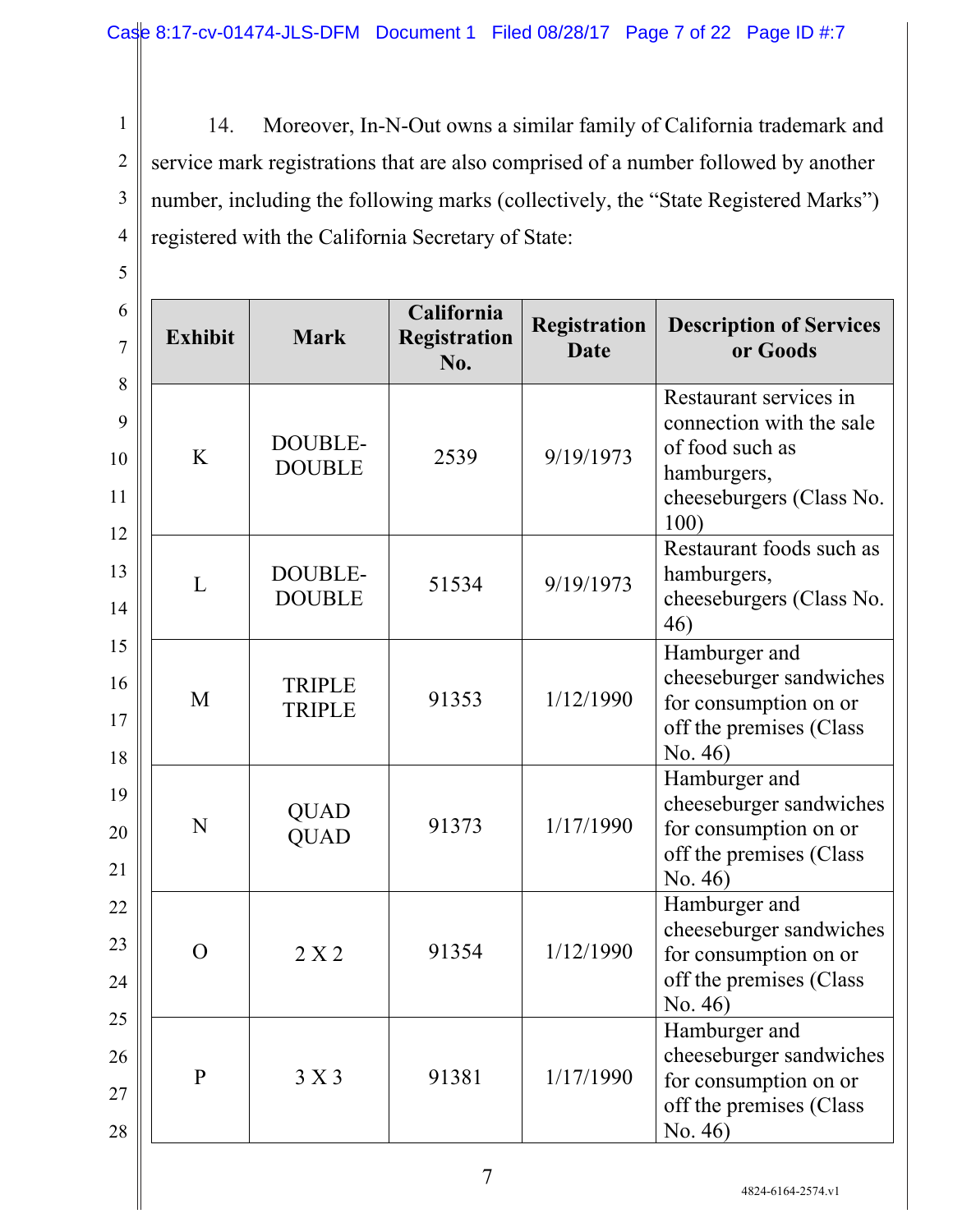14. Moreover, In-N-Out owns a similar family of California trademark and service mark registrations that are also comprised of a number followed by another number, including the following marks (collectively, the "State Registered Marks") registered with the California Secretary of State:

| Exhibit | Mark | California Registration No. | Registration Date | Description of Services or Goods |
|---|---|---|---|---|
| K | DOUBLE-DOUBLE | 2539 | 9/19/1973 | Restaurant services in connection with the sale of food such as hamburgers, cheeseburgers (Class No. 100) |
| L | DOUBLE-DOUBLE | 51534 | 9/19/1973 | Restaurant foods such as hamburgers, cheeseburgers (Class No. 46) |
| M | TRIPLE TRIPLE | 91353 | 1/12/1990 | Hamburger and cheeseburger sandwiches for consumption on or off the premises (Class No. 46) |
| N | QUAD QUAD | 91373 | 1/17/1990 | Hamburger and cheeseburger sandwiches for consumption on or off the premises (Class No. 46) |
| O | 2 X 2 | 91354 | 1/12/1990 | Hamburger and cheeseburger sandwiches for consumption on or off the premises (Class No. 46) |
| P | 3 X 3 | 91381 | 1/17/1990 | Hamburger and cheeseburger sandwiches for consumption on or off the premises (Class No. 46) |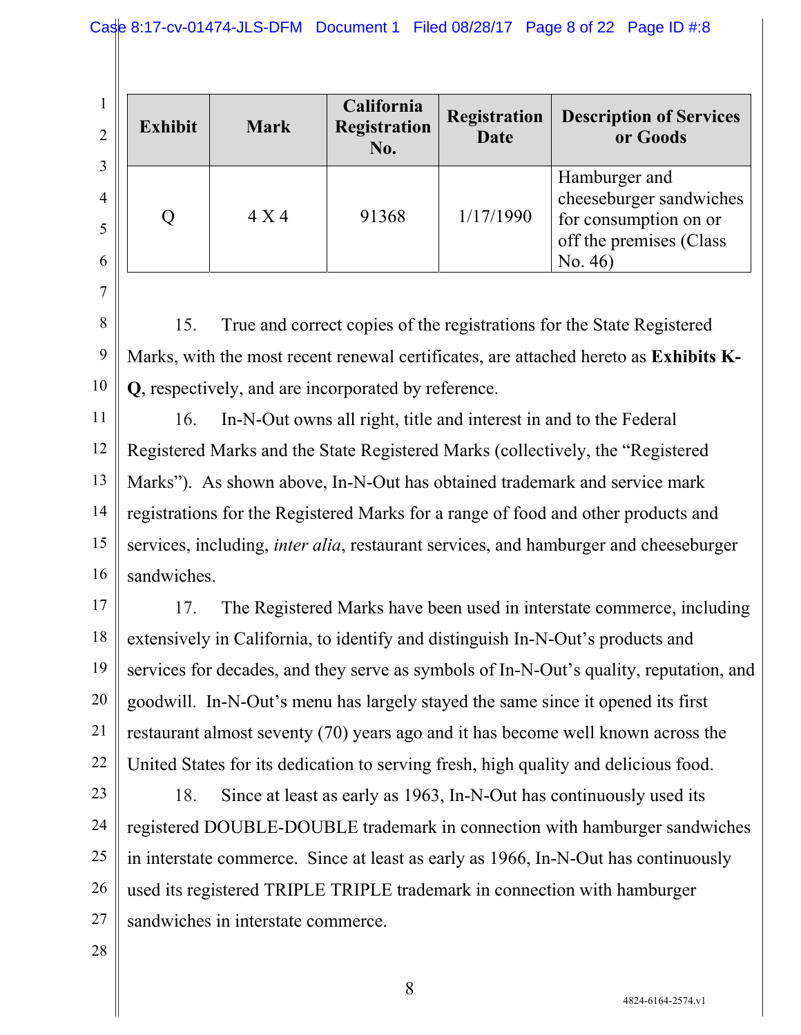| Exhibit | Mark | California Registration No. | Registration Date | Description of Services or Goods |
|---|---|---|---|---|
| Q | 4 X 4 | 91368 | 1/17/1990 | Hamburger and cheeseburger sandwiches for consumption on or off the premises (Class No. 46) |

15. True and correct copies of the registrations for the State Registered Marks, with the most recent renewal certificates, are attached hereto as **Exhibits K-Q**, respectively, and are incorporated by reference.

16. In-N-Out owns all right, title and interest in and to the Federal Registered Marks and the State Registered Marks (collectively, the "Registered Marks"). As shown above, In-N-Out has obtained trademark and service mark registrations for the Registered Marks for a range of food and other products and services, including, *inter alia*, restaurant services, and hamburger and cheeseburger sandwiches.

17. The Registered Marks have been used in interstate commerce, including extensively in California, to identify and distinguish In-N-Out's products and services for decades, and they serve as symbols of In-N-Out's quality, reputation, and goodwill. In-N-Out's menu has largely stayed the same since it opened its first restaurant almost seventy (70) years ago and it has become well known across the United States for its dedication to serving fresh, high quality and delicious food.

18. Since at least as early as 1963, In-N-Out has continuously used its registered DOUBLE-DOUBLE trademark in connection with hamburger sandwiches in interstate commerce. Since at least as early as 1966, In-N-Out has continuously used its registered TRIPLE TRIPLE trademark in connection with hamburger sandwiches in interstate commerce.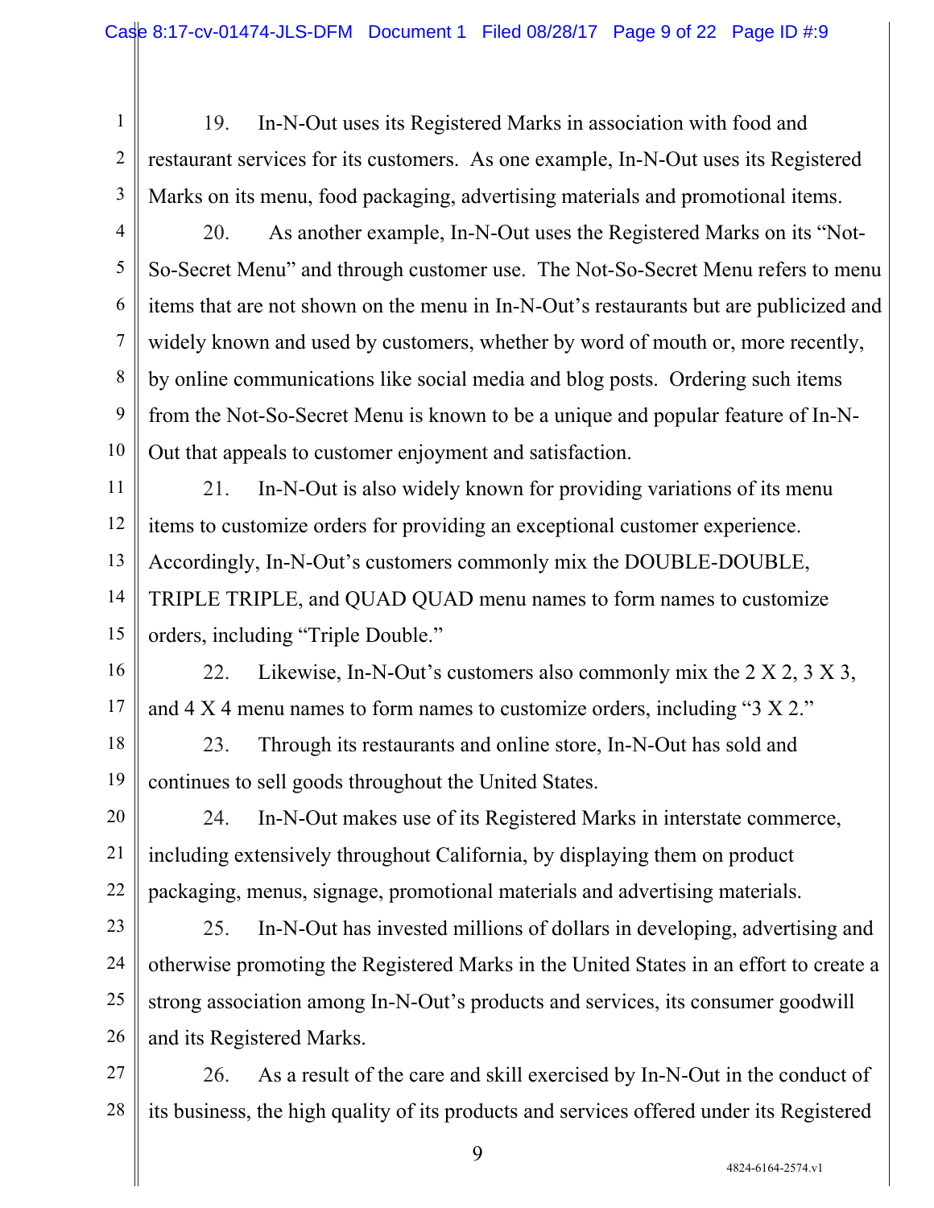19. In-N-Out uses its Registered Marks in association with food and restaurant services for its customers. As one example, In-N-Out uses its Registered Marks on its menu, food packaging, advertising materials and promotional items.

20. As another example, In-N-Out uses the Registered Marks on its "Not-So-Secret Menu" and through customer use. The Not-So-Secret Menu refers to menu items that are not shown on the menu in In-N-Out's restaurants but are publicized and widely known and used by customers, whether by word of mouth or, more recently, by online communications like social media and blog posts. Ordering such items from the Not-So-Secret Menu is known to be a unique and popular feature of In-N-Out that appeals to customer enjoyment and satisfaction.

21. In-N-Out is also widely known for providing variations of its menu items to customize orders for providing an exceptional customer experience. Accordingly, In-N-Out's customers commonly mix the DOUBLE-DOUBLE, TRIPLE TRIPLE, and QUAD QUAD menu names to form names to customize orders, including "Triple Double."

22. Likewise, In-N-Out's customers also commonly mix the 2 X 2, 3 X 3, and 4 X 4 menu names to form names to customize orders, including "3 X 2."

23. Through its restaurants and online store, In-N-Out has sold and continues to sell goods throughout the United States.

24. In-N-Out makes use of its Registered Marks in interstate commerce, including extensively throughout California, by displaying them on product packaging, menus, signage, promotional materials and advertising materials.

25. In-N-Out has invested millions of dollars in developing, advertising and otherwise promoting the Registered Marks in the United States in an effort to create a strong association among In-N-Out's products and services, its consumer goodwill and its Registered Marks.

26. As a result of the care and skill exercised by In-N-Out in the conduct of its business, the high quality of its products and services offered under its Registered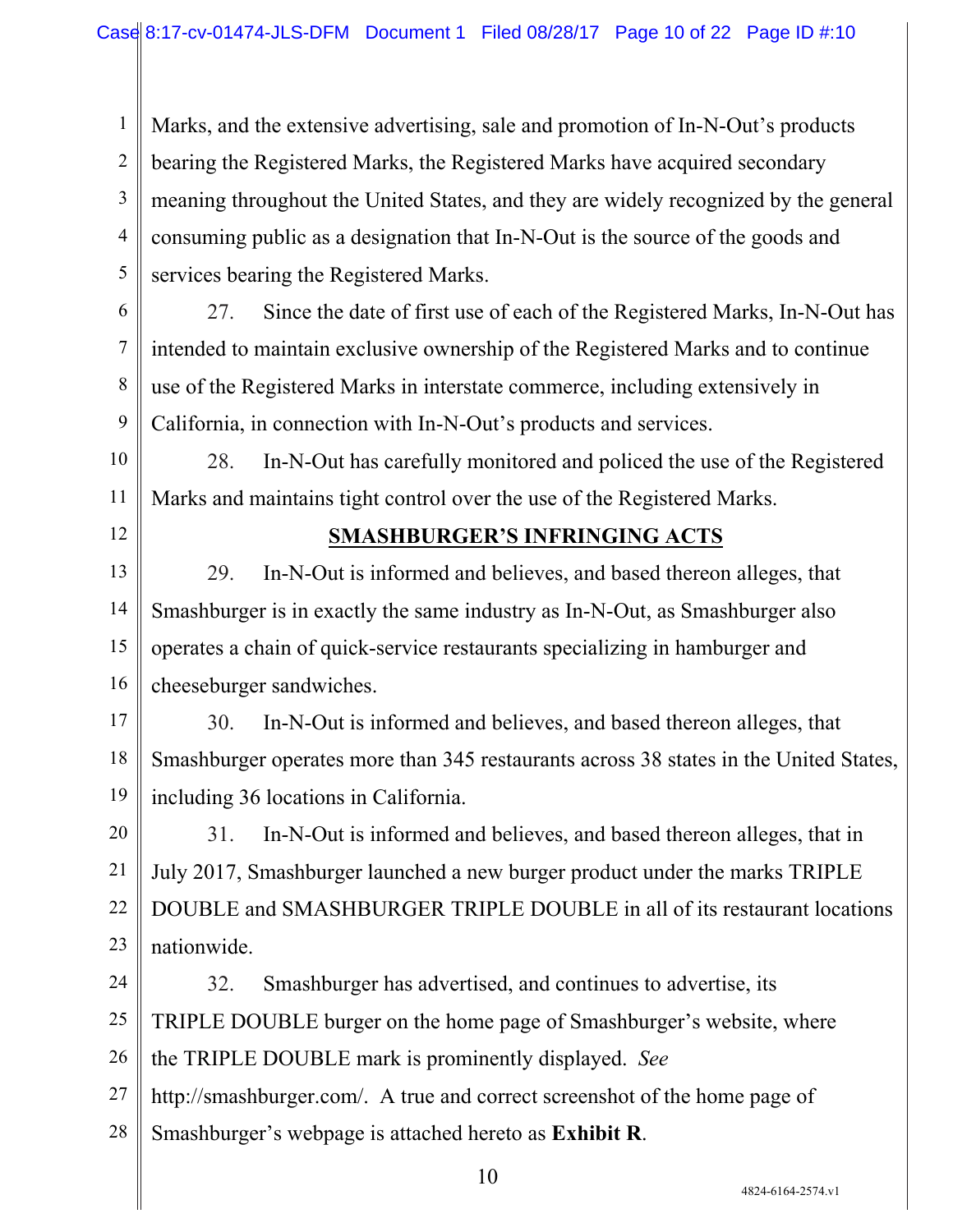Marks, and the extensive advertising, sale and promotion of In-N-Out's products bearing the Registered Marks, the Registered Marks have acquired secondary meaning throughout the United States, and they are widely recognized by the general consuming public as a designation that In-N-Out is the source of the goods and services bearing the Registered Marks.

27. Since the date of first use of each of the Registered Marks, In-N-Out has intended to maintain exclusive ownership of the Registered Marks and to continue use of the Registered Marks in interstate commerce, including extensively in California, in connection with In-N-Out's products and services.

28. In-N-Out has carefully monitored and policed the use of the Registered Marks and maintains tight control over the use of the Registered Marks.

## SMASHBURGER'S INFRINGING ACTS

29. In-N-Out is informed and believes, and based thereon alleges, that Smashburger is in exactly the same industry as In-N-Out, as Smashburger also operates a chain of quick-service restaurants specializing in hamburger and cheeseburger sandwiches.

30. In-N-Out is informed and believes, and based thereon alleges, that Smashburger operates more than 345 restaurants across 38 states in the United States, including 36 locations in California.

31. In-N-Out is informed and believes, and based thereon alleges, that in July 2017, Smashburger launched a new burger product under the marks TRIPLE DOUBLE and SMASHBURGER TRIPLE DOUBLE in all of its restaurant locations nationwide.

32. Smashburger has advertised, and continues to advertise, its TRIPLE DOUBLE burger on the home page of Smashburger's website, where the TRIPLE DOUBLE mark is prominently displayed. *See* http://smashburger.com/. A true and correct screenshot of the home page of Smashburger's webpage is attached hereto as **Exhibit R**.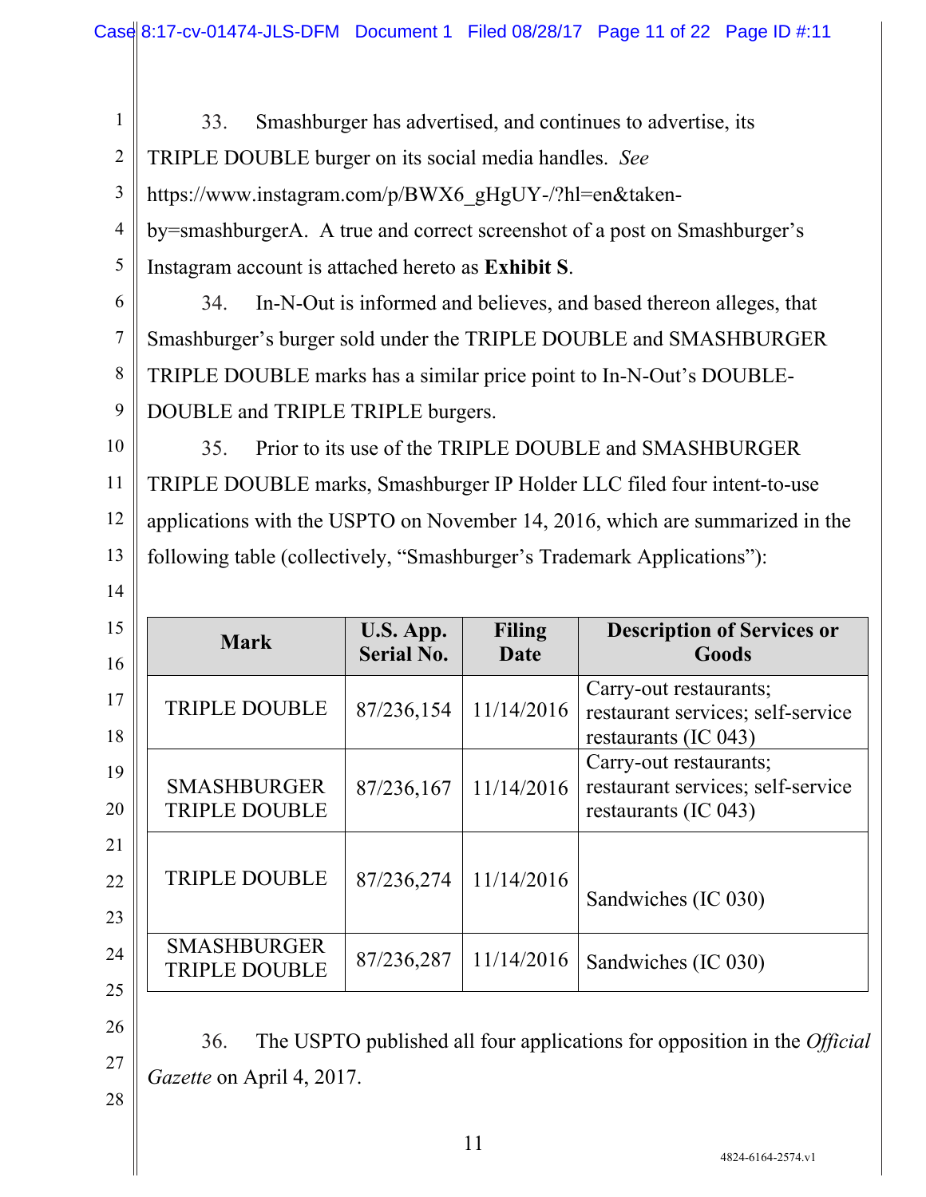33. Smashburger has advertised, and continues to advertise, its TRIPLE DOUBLE burger on its social media handles. *See* https://www.instagram.com/p/BWX6_gHgUY-/?hl=en&taken-by=smashburgerA. A true and correct screenshot of a post on Smashburger's Instagram account is attached hereto as **Exhibit S**.

34. In-N-Out is informed and believes, and based thereon alleges, that Smashburger's burger sold under the TRIPLE DOUBLE and SMASHBURGER TRIPLE DOUBLE marks has a similar price point to In-N-Out's DOUBLE-DOUBLE and TRIPLE TRIPLE burgers.

35. Prior to its use of the TRIPLE DOUBLE and SMASHBURGER TRIPLE DOUBLE marks, Smashburger IP Holder LLC filed four intent-to-use applications with the USPTO on November 14, 2016, which are summarized in the following table (collectively, "Smashburger's Trademark Applications"):

| Mark | U.S. App. Serial No. | Filing Date | Description of Services or Goods |
|---|---|---|---|
| TRIPLE DOUBLE | 87/236,154 | 11/14/2016 | Carry-out restaurants; restaurant services; self-service restaurants (IC 043) |
| SMASHBURGER TRIPLE DOUBLE | 87/236,167 | 11/14/2016 | Carry-out restaurants; restaurant services; self-service restaurants (IC 043) |
| TRIPLE DOUBLE | 87/236,274 | 11/14/2016 | Sandwiches (IC 030) |
| SMASHBURGER TRIPLE DOUBLE | 87/236,287 | 11/14/2016 | Sandwiches (IC 030) |

36. The USPTO published all four applications for opposition in the *Official Gazette* on April 4, 2017.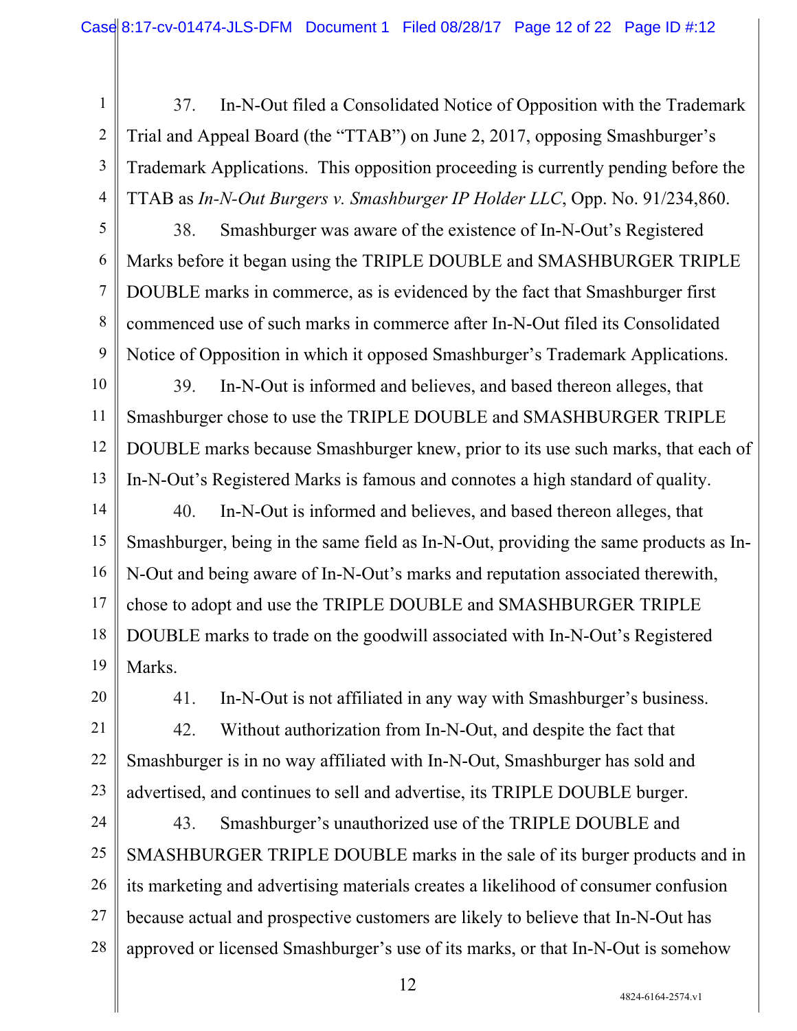37. In-N-Out filed a Consolidated Notice of Opposition with the Trademark Trial and Appeal Board (the "TTAB") on June 2, 2017, opposing Smashburger's Trademark Applications. This opposition proceeding is currently pending before the TTAB as *In-N-Out Burgers v. Smashburger IP Holder LLC*, Opp. No. 91/234,860.

38. Smashburger was aware of the existence of In-N-Out's Registered Marks before it began using the TRIPLE DOUBLE and SMASHBURGER TRIPLE DOUBLE marks in commerce, as is evidenced by the fact that Smashburger first commenced use of such marks in commerce after In-N-Out filed its Consolidated Notice of Opposition in which it opposed Smashburger's Trademark Applications.

39. In-N-Out is informed and believes, and based thereon alleges, that Smashburger chose to use the TRIPLE DOUBLE and SMASHBURGER TRIPLE DOUBLE marks because Smashburger knew, prior to its use such marks, that each of In-N-Out's Registered Marks is famous and connotes a high standard of quality.

40. In-N-Out is informed and believes, and based thereon alleges, that Smashburger, being in the same field as In-N-Out, providing the same products as In-N-Out and being aware of In-N-Out's marks and reputation associated therewith, chose to adopt and use the TRIPLE DOUBLE and SMASHBURGER TRIPLE DOUBLE marks to trade on the goodwill associated with In-N-Out's Registered Marks.

41. In-N-Out is not affiliated in any way with Smashburger's business.

42. Without authorization from In-N-Out, and despite the fact that Smashburger is in no way affiliated with In-N-Out, Smashburger has sold and advertised, and continues to sell and advertise, its TRIPLE DOUBLE burger.

43. Smashburger's unauthorized use of the TRIPLE DOUBLE and SMASHBURGER TRIPLE DOUBLE marks in the sale of its burger products and in its marketing and advertising materials creates a likelihood of consumer confusion because actual and prospective customers are likely to believe that In-N-Out has approved or licensed Smashburger's use of its marks, or that In-N-Out is somehow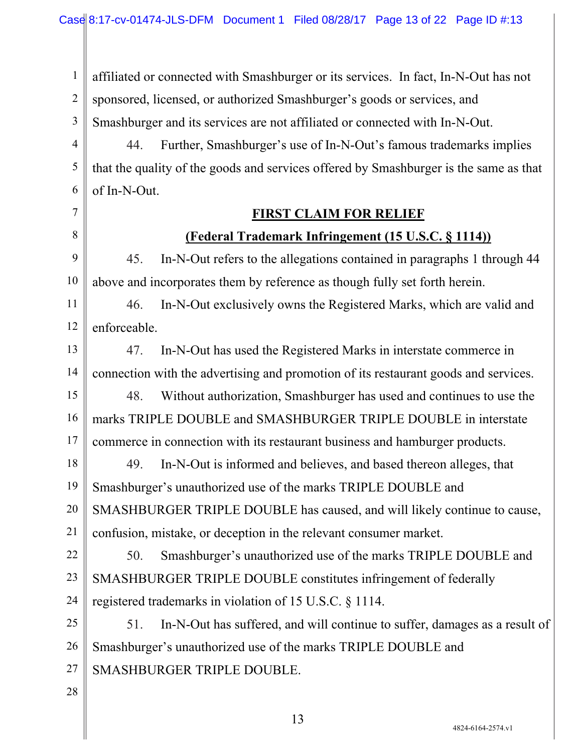affiliated or connected with Smashburger or its services. In fact, In-N-Out has not sponsored, licensed, or authorized Smashburger's goods or services, and Smashburger and its services are not affiliated or connected with In-N-Out.

44. Further, Smashburger's use of In-N-Out's famous trademarks implies that the quality of the goods and services offered by Smashburger is the same as that of In-N-Out.

## FIRST CLAIM FOR RELIEF

## (Federal Trademark Infringement (15 U.S.C. § 1114))

45. In-N-Out refers to the allegations contained in paragraphs 1 through 44 above and incorporates them by reference as though fully set forth herein.

46. In-N-Out exclusively owns the Registered Marks, which are valid and enforceable.

47. In-N-Out has used the Registered Marks in interstate commerce in connection with the advertising and promotion of its restaurant goods and services.

48. Without authorization, Smashburger has used and continues to use the marks TRIPLE DOUBLE and SMASHBURGER TRIPLE DOUBLE in interstate commerce in connection with its restaurant business and hamburger products.

49. In-N-Out is informed and believes, and based thereon alleges, that Smashburger's unauthorized use of the marks TRIPLE DOUBLE and SMASHBURGER TRIPLE DOUBLE has caused, and will likely continue to cause, confusion, mistake, or deception in the relevant consumer market.

50. Smashburger's unauthorized use of the marks TRIPLE DOUBLE and SMASHBURGER TRIPLE DOUBLE constitutes infringement of federally registered trademarks in violation of 15 U.S.C. § 1114.

51. In-N-Out has suffered, and will continue to suffer, damages as a result of Smashburger's unauthorized use of the marks TRIPLE DOUBLE and SMASHBURGER TRIPLE DOUBLE.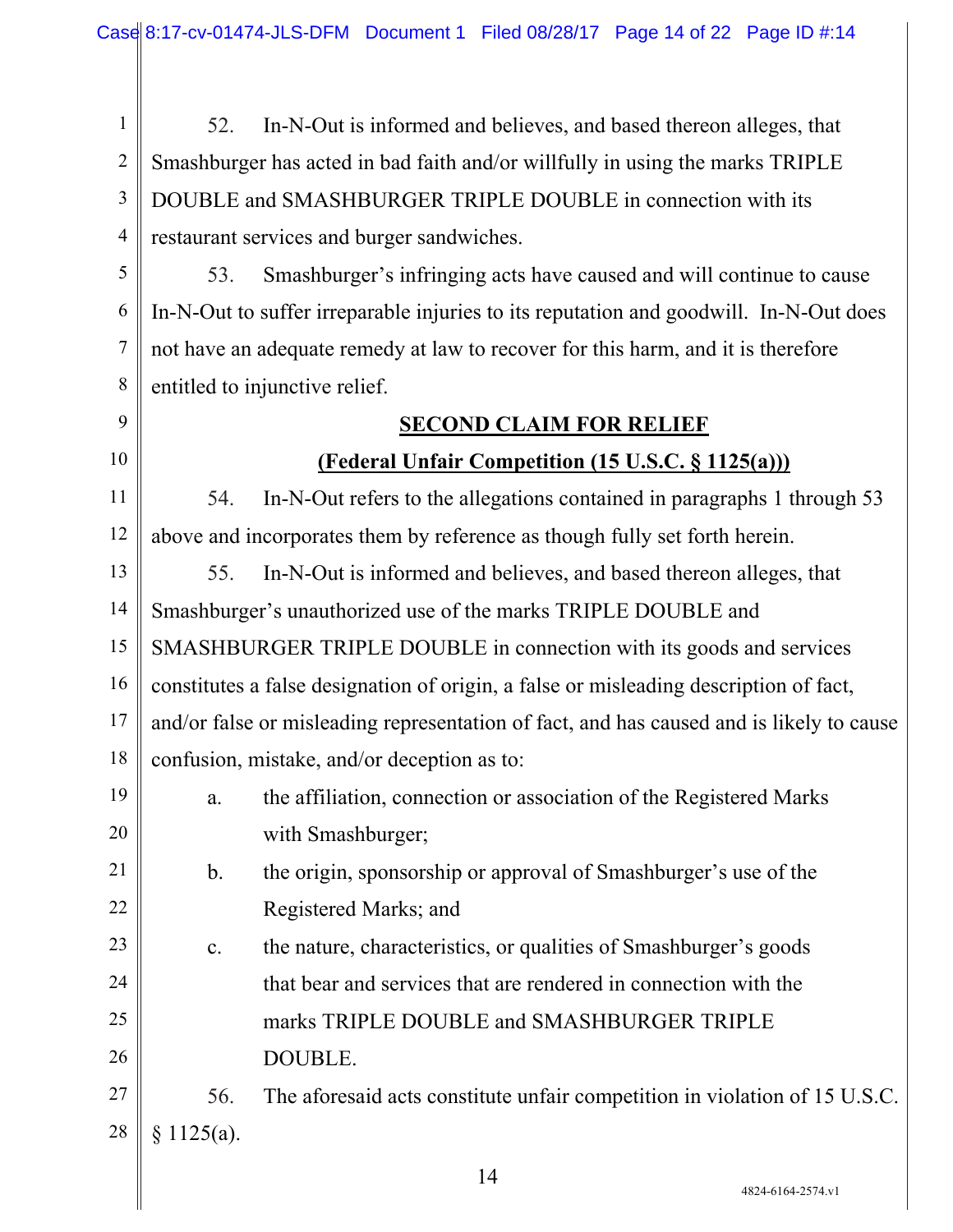52. In-N-Out is informed and believes, and based thereon alleges, that Smashburger has acted in bad faith and/or willfully in using the marks TRIPLE DOUBLE and SMASHBURGER TRIPLE DOUBLE in connection with its restaurant services and burger sandwiches.

53. Smashburger's infringing acts have caused and will continue to cause In-N-Out to suffer irreparable injuries to its reputation and goodwill. In-N-Out does not have an adequate remedy at law to recover for this harm, and it is therefore entitled to injunctive relief.

## SECOND CLAIM FOR RELIEF

## (Federal Unfair Competition (15 U.S.C. § 1125(a)))

54. In-N-Out refers to the allegations contained in paragraphs 1 through 53 above and incorporates them by reference as though fully set forth herein.

55. In-N-Out is informed and believes, and based thereon alleges, that Smashburger's unauthorized use of the marks TRIPLE DOUBLE and SMASHBURGER TRIPLE DOUBLE in connection with its goods and services constitutes a false designation of origin, a false or misleading description of fact, and/or false or misleading representation of fact, and has caused and is likely to cause confusion, mistake, and/or deception as to:

a. the affiliation, connection or association of the Registered Marks with Smashburger;

b. the origin, sponsorship or approval of Smashburger's use of the Registered Marks; and

c. the nature, characteristics, or qualities of Smashburger's goods that bear and services that are rendered in connection with the marks TRIPLE DOUBLE and SMASHBURGER TRIPLE DOUBLE.

56. The aforesaid acts constitute unfair competition in violation of 15 U.S.C. § 1125(a).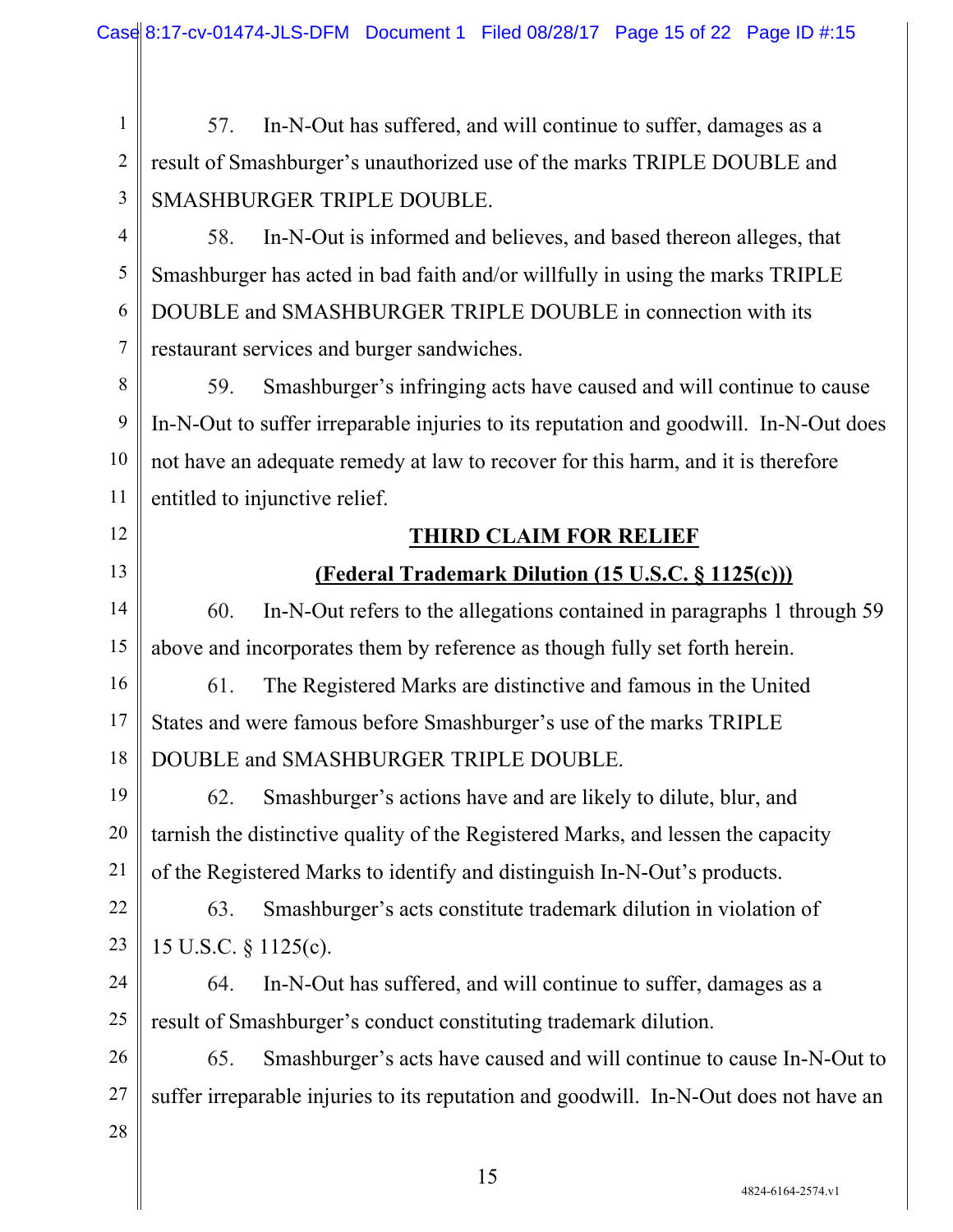57. In-N-Out has suffered, and will continue to suffer, damages as a result of Smashburger's unauthorized use of the marks TRIPLE DOUBLE and SMASHBURGER TRIPLE DOUBLE.

58. In-N-Out is informed and believes, and based thereon alleges, that Smashburger has acted in bad faith and/or willfully in using the marks TRIPLE DOUBLE and SMASHBURGER TRIPLE DOUBLE in connection with its restaurant services and burger sandwiches.

59. Smashburger's infringing acts have caused and will continue to cause In-N-Out to suffer irreparable injuries to its reputation and goodwill. In-N-Out does not have an adequate remedy at law to recover for this harm, and it is therefore entitled to injunctive relief.

## THIRD CLAIM FOR RELIEF

### (Federal Trademark Dilution (15 U.S.C. § 1125(c)))

60. In-N-Out refers to the allegations contained in paragraphs 1 through 59 above and incorporates them by reference as though fully set forth herein.

61. The Registered Marks are distinctive and famous in the United States and were famous before Smashburger's use of the marks TRIPLE DOUBLE and SMASHBURGER TRIPLE DOUBLE.

62. Smashburger's actions have and are likely to dilute, blur, and tarnish the distinctive quality of the Registered Marks, and lessen the capacity of the Registered Marks to identify and distinguish In-N-Out's products.

63. Smashburger's acts constitute trademark dilution in violation of 15 U.S.C. § 1125(c).

64. In-N-Out has suffered, and will continue to suffer, damages as a result of Smashburger's conduct constituting trademark dilution.

65. Smashburger's acts have caused and will continue to cause In-N-Out to suffer irreparable injuries to its reputation and goodwill. In-N-Out does not have an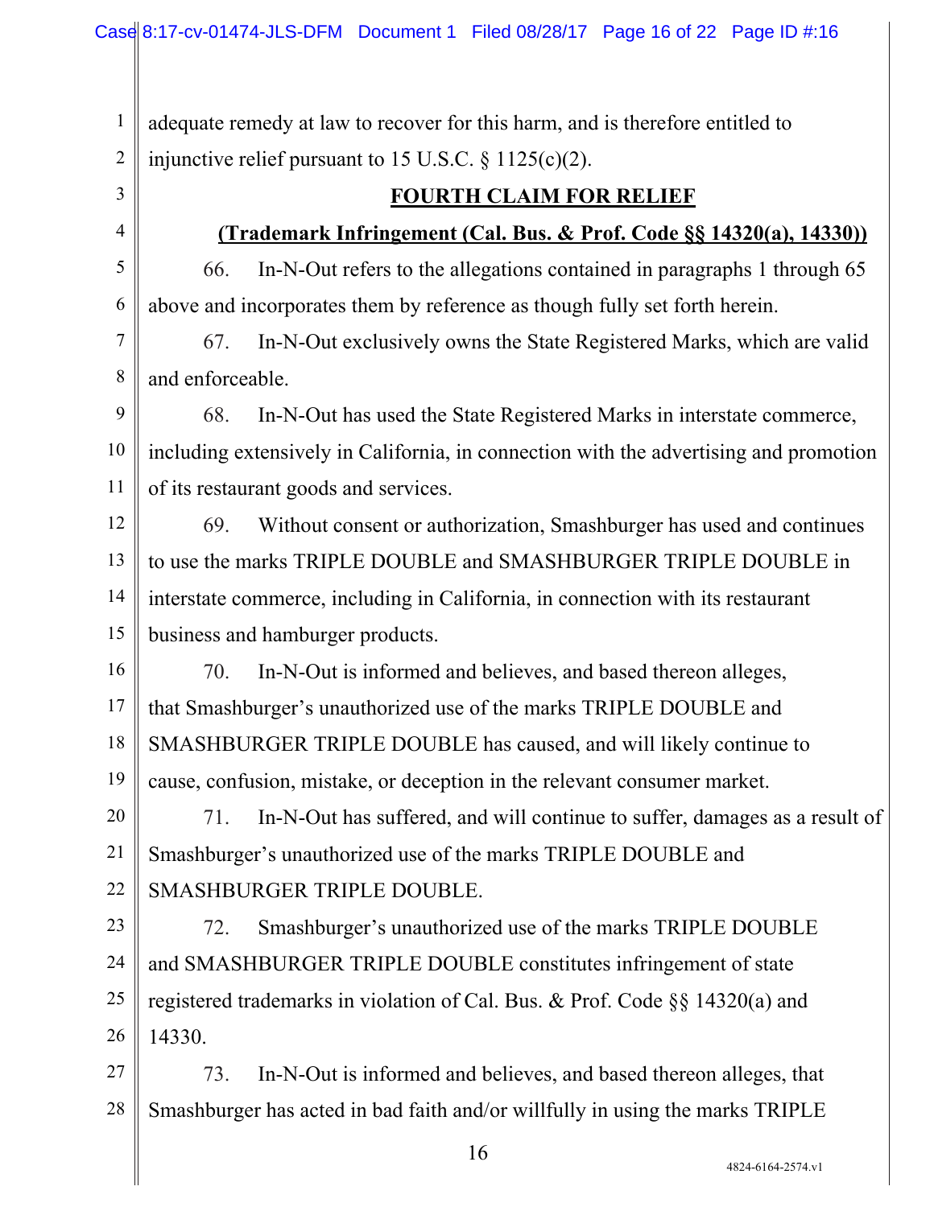adequate remedy at law to recover for this harm, and is therefore entitled to injunctive relief pursuant to 15 U.S.C. § 1125(c)(2).

**FOURTH CLAIM FOR RELIEF**

**(Trademark Infringement (Cal. Bus. & Prof. Code §§ 14320(a), 14330))**

66. In-N-Out refers to the allegations contained in paragraphs 1 through 65 above and incorporates them by reference as though fully set forth herein.

67. In-N-Out exclusively owns the State Registered Marks, which are valid and enforceable.

68. In-N-Out has used the State Registered Marks in interstate commerce, including extensively in California, in connection with the advertising and promotion of its restaurant goods and services.

69. Without consent or authorization, Smashburger has used and continues to use the marks TRIPLE DOUBLE and SMASHBURGER TRIPLE DOUBLE in interstate commerce, including in California, in connection with its restaurant business and hamburger products.

70. In-N-Out is informed and believes, and based thereon alleges, that Smashburger's unauthorized use of the marks TRIPLE DOUBLE and SMASHBURGER TRIPLE DOUBLE has caused, and will likely continue to cause, confusion, mistake, or deception in the relevant consumer market.

71. In-N-Out has suffered, and will continue to suffer, damages as a result of Smashburger's unauthorized use of the marks TRIPLE DOUBLE and SMASHBURGER TRIPLE DOUBLE.

72. Smashburger's unauthorized use of the marks TRIPLE DOUBLE and SMASHBURGER TRIPLE DOUBLE constitutes infringement of state registered trademarks in violation of Cal. Bus. & Prof. Code §§ 14320(a) and 14330.

73. In-N-Out is informed and believes, and based thereon alleges, that Smashburger has acted in bad faith and/or willfully in using the marks TRIPLE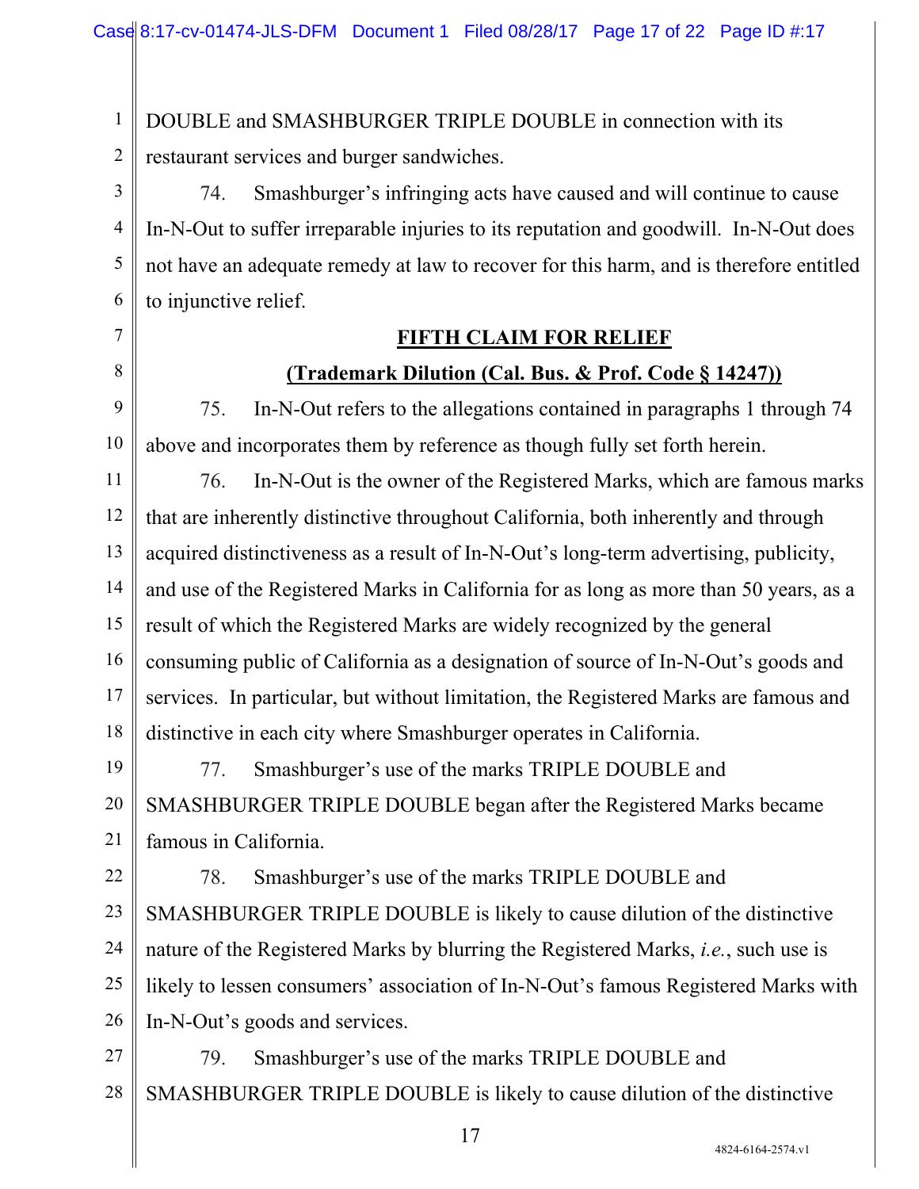DOUBLE and SMASHBURGER TRIPLE DOUBLE in connection with its restaurant services and burger sandwiches.

74. Smashburger's infringing acts have caused and will continue to cause In-N-Out to suffer irreparable injuries to its reputation and goodwill. In-N-Out does not have an adequate remedy at law to recover for this harm, and is therefore entitled to injunctive relief.

**FIFTH CLAIM FOR RELIEF**

**(Trademark Dilution (Cal. Bus. & Prof. Code § 14247))**

75. In-N-Out refers to the allegations contained in paragraphs 1 through 74 above and incorporates them by reference as though fully set forth herein.

76. In-N-Out is the owner of the Registered Marks, which are famous marks that are inherently distinctive throughout California, both inherently and through acquired distinctiveness as a result of In-N-Out's long-term advertising, publicity, and use of the Registered Marks in California for as long as more than 50 years, as a result of which the Registered Marks are widely recognized by the general consuming public of California as a designation of source of In-N-Out's goods and services. In particular, but without limitation, the Registered Marks are famous and distinctive in each city where Smashburger operates in California.

77. Smashburger's use of the marks TRIPLE DOUBLE and SMASHBURGER TRIPLE DOUBLE began after the Registered Marks became famous in California.

78. Smashburger's use of the marks TRIPLE DOUBLE and SMASHBURGER TRIPLE DOUBLE is likely to cause dilution of the distinctive nature of the Registered Marks by blurring the Registered Marks, *i.e.*, such use is likely to lessen consumers' association of In-N-Out's famous Registered Marks with In-N-Out's goods and services.

79. Smashburger's use of the marks TRIPLE DOUBLE and SMASHBURGER TRIPLE DOUBLE is likely to cause dilution of the distinctive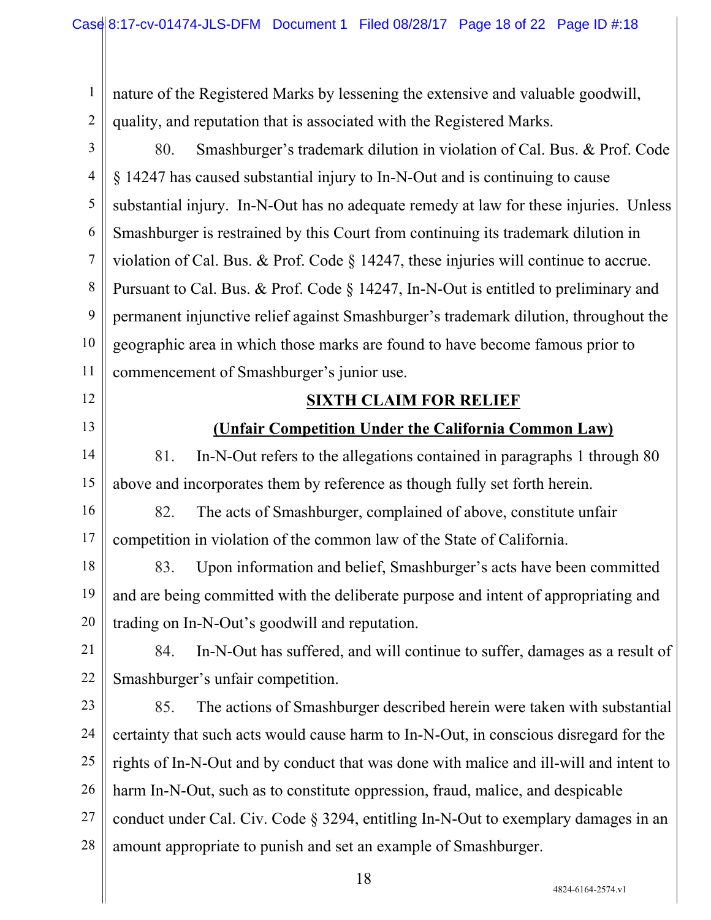nature of the Registered Marks by lessening the extensive and valuable goodwill, quality, and reputation that is associated with the Registered Marks.

80. Smashburger's trademark dilution in violation of Cal. Bus. & Prof. Code § 14247 has caused substantial injury to In-N-Out and is continuing to cause substantial injury. In-N-Out has no adequate remedy at law for these injuries. Unless Smashburger is restrained by this Court from continuing its trademark dilution in violation of Cal. Bus. & Prof. Code § 14247, these injuries will continue to accrue. Pursuant to Cal. Bus. & Prof. Code § 14247, In-N-Out is entitled to preliminary and permanent injunctive relief against Smashburger's trademark dilution, throughout the geographic area in which those marks are found to have become famous prior to commencement of Smashburger's junior use.

**SIXTH CLAIM FOR RELIEF**

**(Unfair Competition Under the California Common Law)**

81. In-N-Out refers to the allegations contained in paragraphs 1 through 80 above and incorporates them by reference as though fully set forth herein.

82. The acts of Smashburger, complained of above, constitute unfair competition in violation of the common law of the State of California.

83. Upon information and belief, Smashburger's acts have been committed and are being committed with the deliberate purpose and intent of appropriating and trading on In-N-Out's goodwill and reputation.

84. In-N-Out has suffered, and will continue to suffer, damages as a result of Smashburger's unfair competition.

85. The actions of Smashburger described herein were taken with substantial certainty that such acts would cause harm to In-N-Out, in conscious disregard for the rights of In-N-Out and by conduct that was done with malice and ill-will and intent to harm In-N-Out, such as to constitute oppression, fraud, malice, and despicable conduct under Cal. Civ. Code § 3294, entitling In-N-Out to exemplary damages in an amount appropriate to punish and set an example of Smashburger.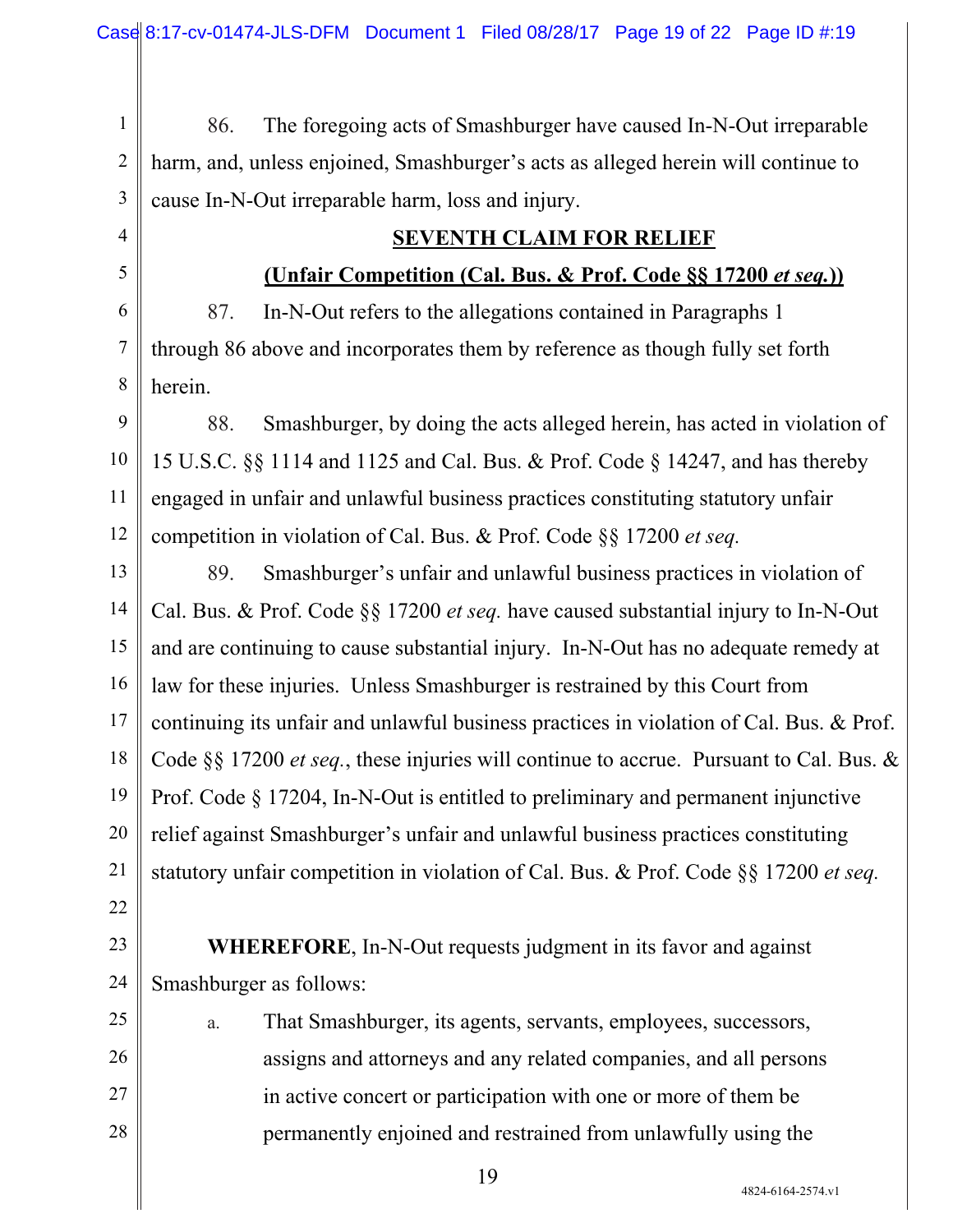86. The foregoing acts of Smashburger have caused In-N-Out irreparable harm, and, unless enjoined, Smashburger's acts as alleged herein will continue to cause In-N-Out irreparable harm, loss and injury.

**SEVENTH CLAIM FOR RELIEF**

**(Unfair Competition (Cal. Bus. & Prof. Code §§ 17200 *et seq.*))**

87. In-N-Out refers to the allegations contained in Paragraphs 1 through 86 above and incorporates them by reference as though fully set forth herein.

88. Smashburger, by doing the acts alleged herein, has acted in violation of 15 U.S.C. §§ 1114 and 1125 and Cal. Bus. & Prof. Code § 14247, and has thereby engaged in unfair and unlawful business practices constituting statutory unfair competition in violation of Cal. Bus. & Prof. Code §§ 17200 *et seq.*

89. Smashburger's unfair and unlawful business practices in violation of Cal. Bus. & Prof. Code §§ 17200 *et seq.* have caused substantial injury to In-N-Out and are continuing to cause substantial injury. In-N-Out has no adequate remedy at law for these injuries. Unless Smashburger is restrained by this Court from continuing its unfair and unlawful business practices in violation of Cal. Bus. & Prof. Code §§ 17200 *et seq.*, these injuries will continue to accrue. Pursuant to Cal. Bus. & Prof. Code § 17204, In-N-Out is entitled to preliminary and permanent injunctive relief against Smashburger's unfair and unlawful business practices constituting statutory unfair competition in violation of Cal. Bus. & Prof. Code §§ 17200 *et seq.*

**WHEREFORE**, In-N-Out requests judgment in its favor and against Smashburger as follows:

a. That Smashburger, its agents, servants, employees, successors, assigns and attorneys and any related companies, and all persons in active concert or participation with one or more of them be permanently enjoined and restrained from unlawfully using the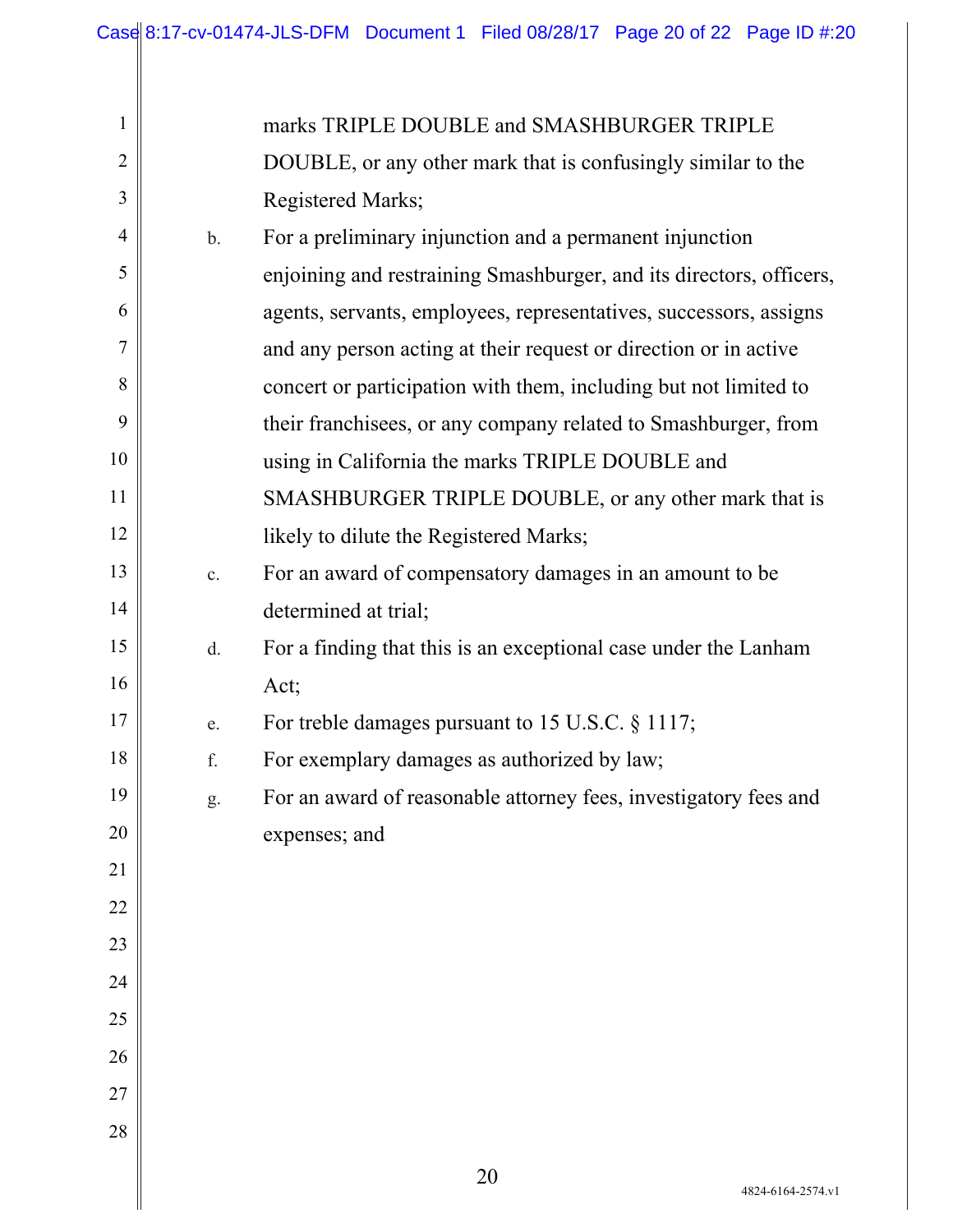marks TRIPLE DOUBLE and SMASHBURGER TRIPLE DOUBLE, or any other mark that is confusingly similar to the Registered Marks;

b. For a preliminary injunction and a permanent injunction enjoining and restraining Smashburger, and its directors, officers, agents, servants, employees, representatives, successors, assigns and any person acting at their request or direction or in active concert or participation with them, including but not limited to their franchisees, or any company related to Smashburger, from using in California the marks TRIPLE DOUBLE and SMASHBURGER TRIPLE DOUBLE, or any other mark that is likely to dilute the Registered Marks;

c. For an award of compensatory damages in an amount to be determined at trial;

d. For a finding that this is an exceptional case under the Lanham Act;

e. For treble damages pursuant to 15 U.S.C. § 1117;

f. For exemplary damages as authorized by law;

g. For an award of reasonable attorney fees, investigatory fees and expenses; and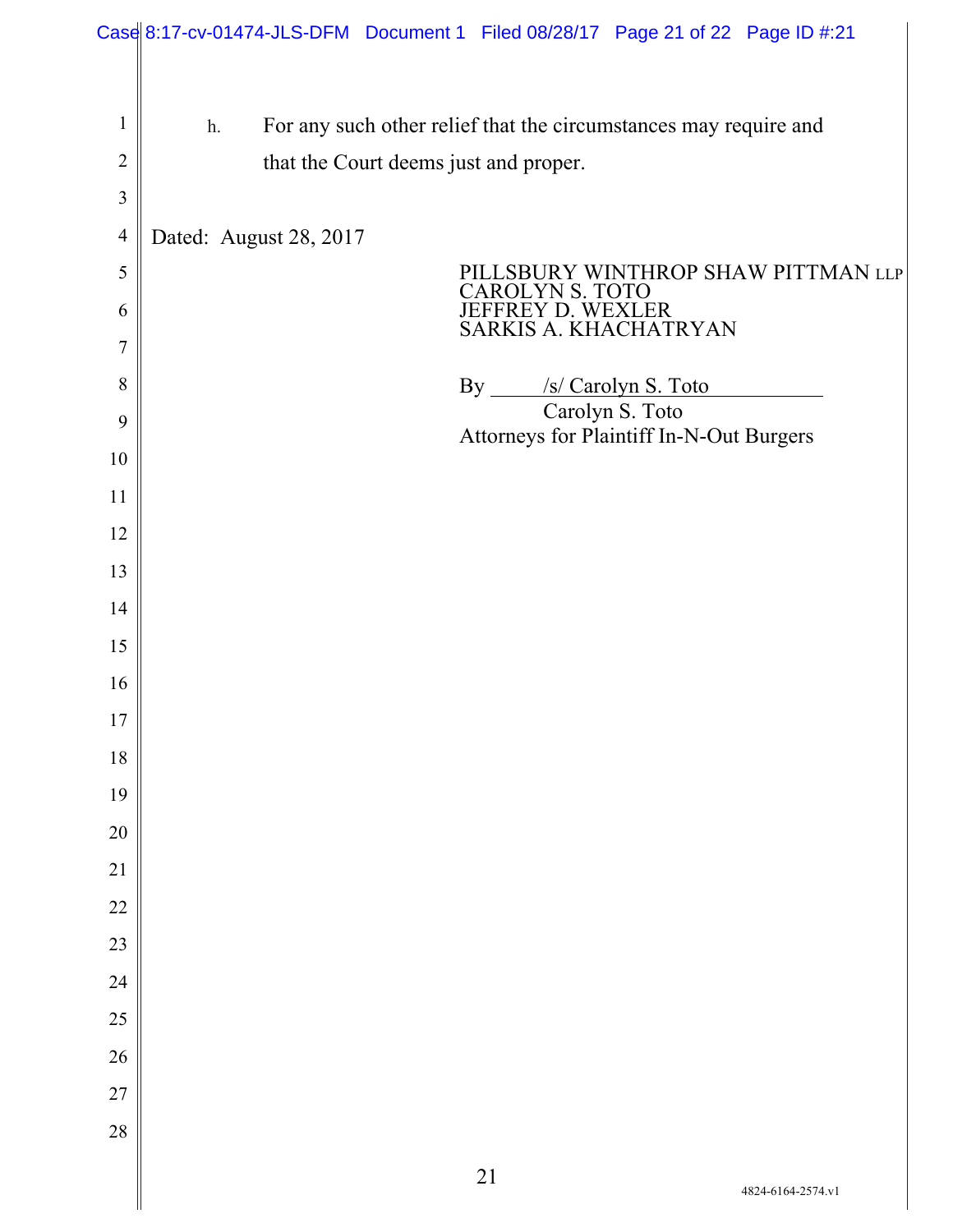h. For any such other relief that the circumstances may require and that the Court deems just and proper.

Dated: August 28, 2017

PILLSBURY WINTHROP SHAW PITTMAN LLP
CAROLYN S. TOTO
JEFFREY D. WEXLER
SARKIS A. KHACHATRYAN

By /s/ Carolyn S. Toto
Carolyn S. Toto
Attorneys for Plaintiff In-N-Out Burgers

4824-6164-2574.v1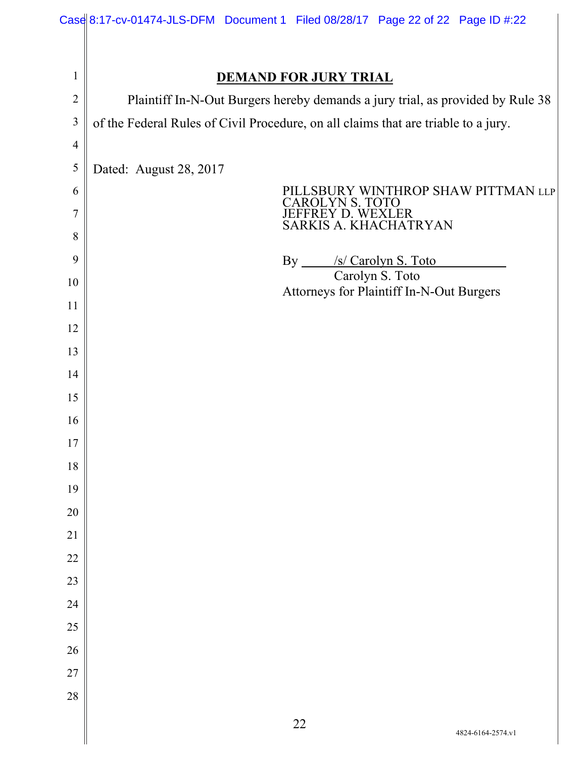## DEMAND FOR JURY TRIAL

Plaintiff In-N-Out Burgers hereby demands a jury trial, as provided by Rule 38 of the Federal Rules of Civil Procedure, on all claims that are triable to a jury.

Dated: August 28, 2017

PILLSBURY WINTHROP SHAW PITTMAN LLP
CAROLYN S. TOTO
JEFFREY D. WEXLER
SARKIS A. KHACHATRYAN

By /s/ Carolyn S. Toto
Carolyn S. Toto
Attorneys for Plaintiff In-N-Out Burgers

4824-6164-2574.v1